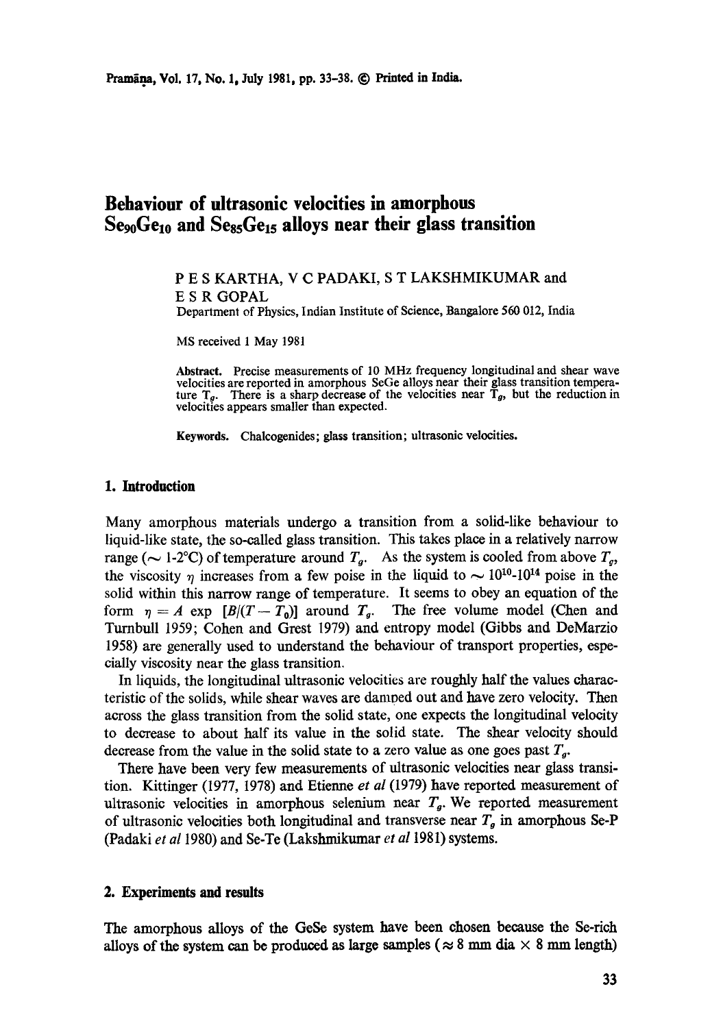# Behaviour of ultrasonic velocities in amorphous $Se_{90}Ge_{10}$ and $Se_{85}Ge_{15}$ alloys near their glass transition

P E S KARTHA, V C PADAKI, S T LAKSHMIKUMAR and E S R GOPAL

Department of Physics, Indian Institute of Science, Bangalore 560 012, India

MS received 1 May 1981

**Abstract.** Precise measurements of 10 MHz frequency longitudinal and shear wave velocities are reported in amorphous SeGe alloys near their glass transition temperature $T_g$. There is a sharp decrease of the velocities near $T_g$, but the reduction in velocities appears smaller than expected.

**Keywords.** Chalcogenides; glass transition; ultrasonic velocities.

## 1. Introduction

Many amorphous materials undergo a transition from a solid-like behaviour to liquid-like state, the so-called glass transition. This takes place in a relatively narrow range ($\sim$ 1-2°C) of temperature around $T_g$. As the system is cooled from above $T_g$, the viscosity $\eta$ increases from a few poise in the liquid to $\sim 10^{10}$-$10^{14}$ poise in the solid within this narrow range of temperature. It seems to obey an equation of the form $\eta = A \exp [B/(T - T_0)]$ around $T_g$. The free volume model (Chen and Turnbull 1959; Cohen and Grest 1979) and entropy model (Gibbs and DeMarzio 1958) are generally used to understand the behaviour of transport properties, especially viscosity near the glass transition.

In liquids, the longitudinal ultrasonic velocities are roughly half the values characteristic of the solids, while shear waves are damped out and have zero velocity. Then across the glass transition from the solid state, one expects the longitudinal velocity to decrease to about half its value in the solid state. The shear velocity should decrease from the value in the solid state to a zero value as one goes past $T_g$.

There have been very few measurements of ultrasonic velocities near glass transition. Kittinger (1977, 1978) and Etienne *et al* (1979) have reported measurement of ultrasonic velocities in amorphous selenium near $T_g$. We reported measurement of ultrasonic velocities both longitudinal and transverse near $T_g$ in amorphous Se-P (Padaki *et al* 1980) and Se-Te (Lakshmikumar *et al* 1981) systems.

## 2. Experiments and results

The amorphous alloys of the GeSe system have been chosen because the Se-rich alloys of the system can be produced as large samples ($\approx$ 8 mm dia $\times$ 8 mm length)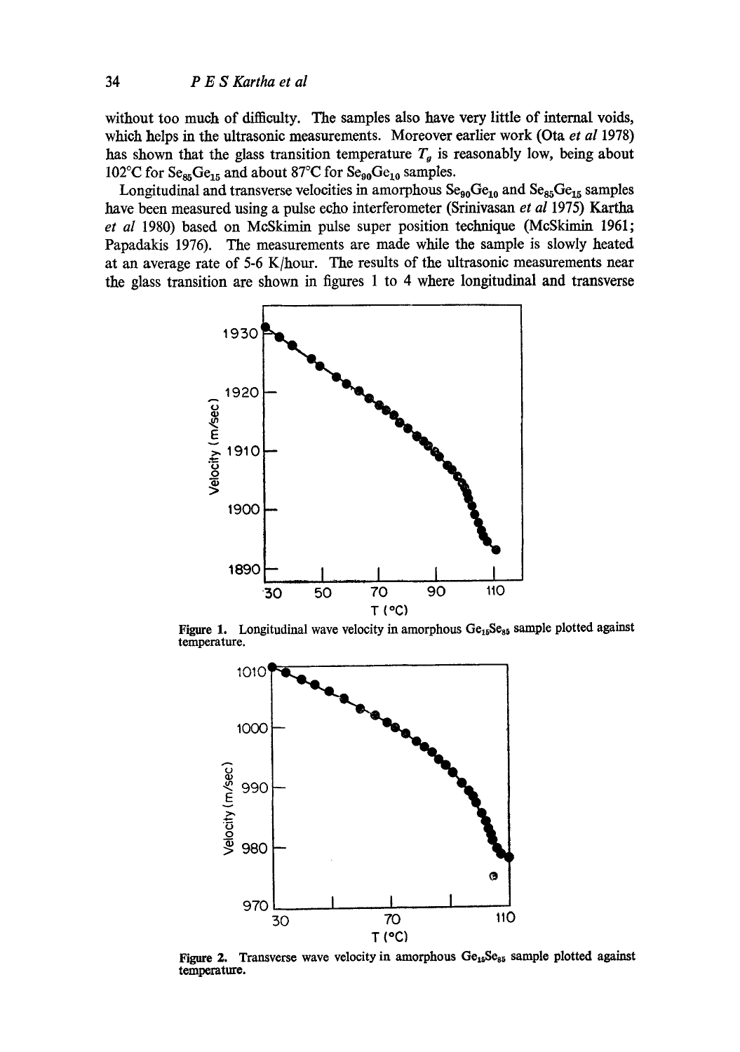without too much of difficulty. The samples also have very little of internal voids, which helps in the ultrasonic measurements. Moreover earlier work (Ota *et al* 1978) has shown that the glass transition temperature $T_g$ is reasonably low, being about 102°C for $Se_{85}Ge_{15}$ and about 87°C for $Se_{90}Ge_{10}$ samples.

Longitudinal and transverse velocities in amorphous $Se_{90}Ge_{10}$ and $Se_{85}Ge_{15}$ samples have been measured using a pulse echo interferometer (Srinivasan *et al* 1975) Kartha *et al* 1980) based on McSkimin pulse super position technique (McSkimin 1961; Papadakis 1976). The measurements are made while the sample is slowly heated at an average rate of 5-6 K/hour. The results of the ultrasonic measurements near the glass transition are shown in figures 1 to 4 where longitudinal and transverse

**Figure 1.** Longitudinal wave velocity in amorphous $Ge_{15}Se_{85}$ sample plotted against temperature.

**Figure 2.** Transverse wave velocity in amorphous $Ge_{15}Se_{85}$ sample plotted against temperature.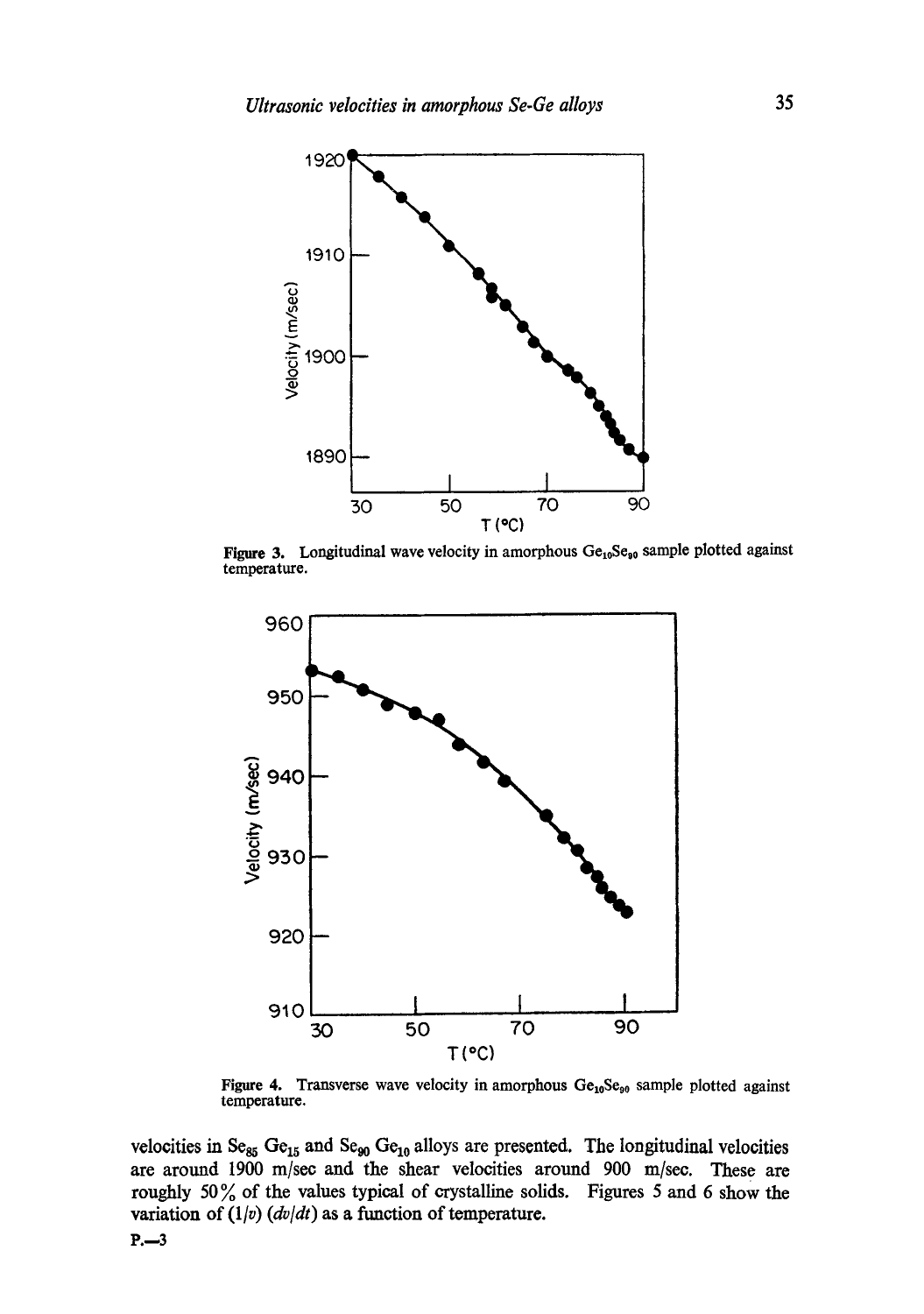Figure 3. Longitudinal wave velocity in amorphous $Ge_{10}Se_{90}$ sample plotted against temperature.

Figure 4. Transverse wave velocity in amorphous $Ge_{10}Se_{90}$ sample plotted against temperature.

velocities in $Se_{85}Ge_{15}$ and $Se_{90}Ge_{10}$ alloys are presented. The longitudinal velocities are around 1900 m/sec and the shear velocities around 900 m/sec. These are roughly 50% of the values typical of crystalline solids. Figures 5 and 6 show the variation of $(1/v)(dv/dt)$ as a function of temperature.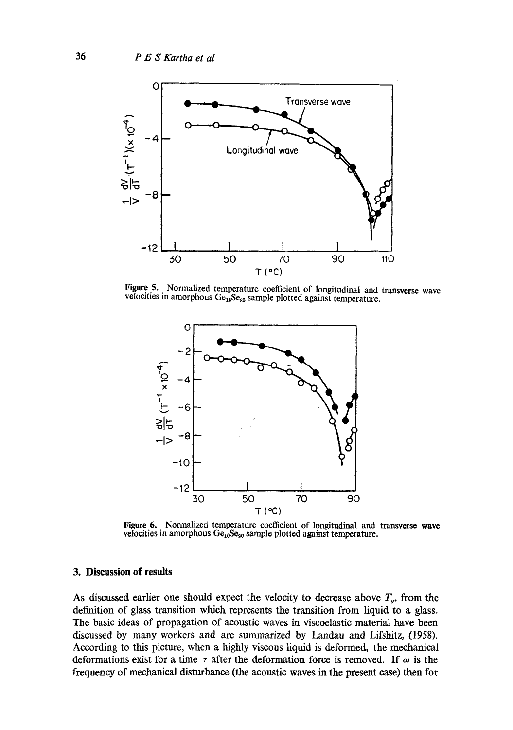Figure 5. Normalized temperature coefficient of longitudinal and transverse wave velocities in amorphous $Ge_{15}Se_{85}$ sample plotted against temperature.

Figure 6. Normalized temperature coefficient of longitudinal and transverse wave velocities in amorphous $Ge_{10}Se_{90}$ sample plotted against temperature.

## 3. Discussion of results

As discussed earlier one should expect the velocity to decrease above $T_g$, from the definition of glass transition which represents the transition from liquid to a glass. The basic ideas of propagation of acoustic waves in viscoelastic material have been discussed by many workers and are summarized by Landau and Lifshitz, (1958). According to this picture, when a highly viscous liquid is deformed, the mechanical deformations exist for a time $\tau$ after the deformation force is removed. If $\omega$ is the frequency of mechanical disturbance (the acoustic waves in the present case) then for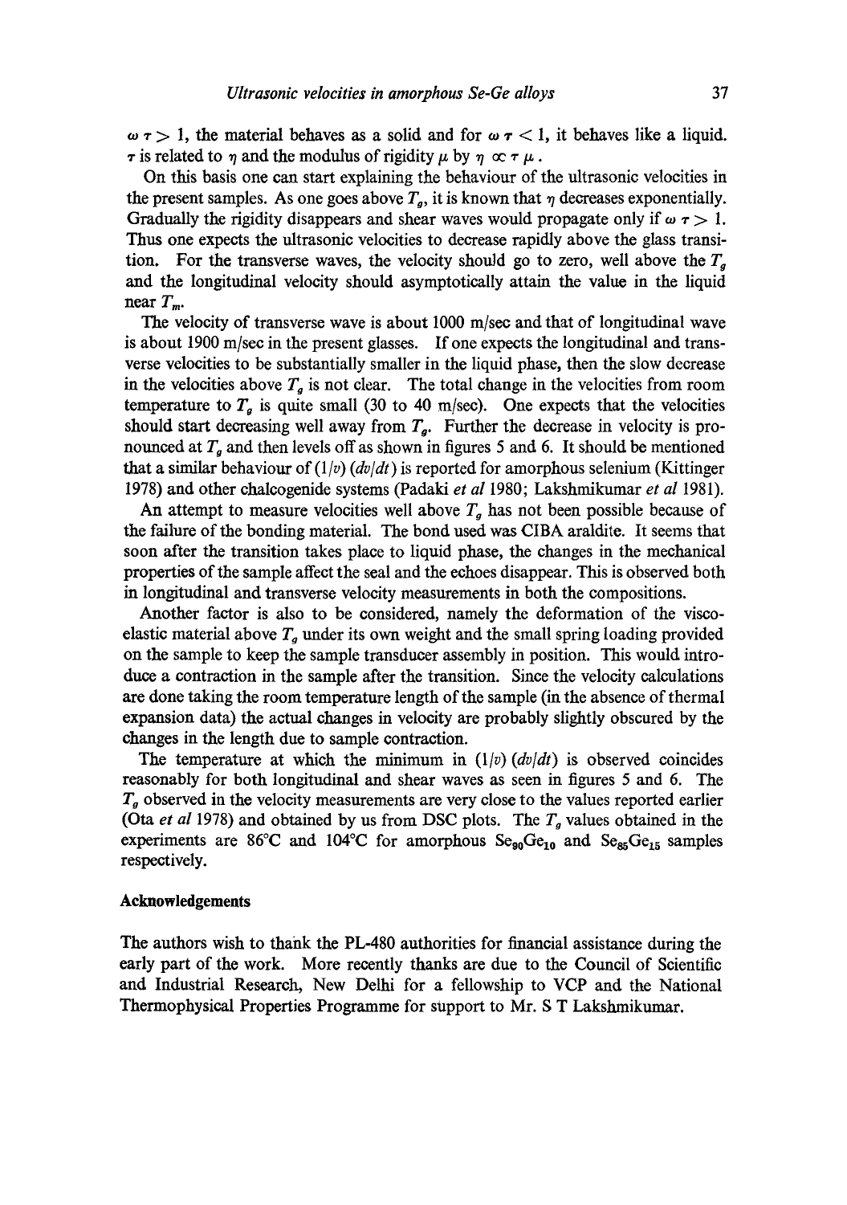$\omega\tau > 1$, the material behaves as a solid and for $\omega\tau < 1$, it behaves like a liquid. $\tau$ is related to $\eta$ and the modulus of rigidity $\mu$ by $\eta \propto \tau\mu$.

On this basis one can start explaining the behaviour of the ultrasonic velocities in the present samples. As one goes above $T_g$, it is known that $\eta$ decreases exponentially. Gradually the rigidity disappears and shear waves would propagate only if $\omega\tau > 1$. Thus one expects the ultrasonic velocities to decrease rapidly above the glass transition. For the transverse waves, the velocity should go to zero, well above the $T_g$ and the longitudinal velocity should asymptotically attain the value in the liquid near $T_m$.

The velocity of transverse wave is about 1000 m/sec and that of longitudinal wave is about 1900 m/sec in the present glasses. If one expects the longitudinal and transverse velocities to be substantially smaller in the liquid phase, then the slow decrease in the velocities above $T_g$ is not clear. The total change in the velocities from room temperature to $T_g$ is quite small (30 to 40 m/sec). One expects that the velocities should start decreasing well away from $T_g$. Further the decrease in velocity is pronounced at $T_g$ and then levels off as shown in figures 5 and 6. It should be mentioned that a similar behaviour of $(1/v)(dv/dt)$ is reported for amorphous selenium (Kittinger 1978) and other chalcogenide systems (Padaki *et al* 1980; Lakshmikumar *et al* 1981).

An attempt to measure velocities well above $T_g$ has not been possible because of the failure of the bonding material. The bond used was CIBA araldite. It seems that soon after the transition takes place to liquid phase, the changes in the mechanical properties of the sample affect the seal and the echoes disappear. This is observed both in longitudinal and transverse velocity measurements in both the compositions.

Another factor is also to be considered, namely the deformation of the viscoelastic material above $T_g$ under its own weight and the small spring loading provided on the sample to keep the sample transducer assembly in position. This would introduce a contraction in the sample after the transition. Since the velocity calculations are done taking the room temperature length of the sample (in the absence of thermal expansion data) the actual changes in velocity are probably slightly obscured by the changes in the length due to sample contraction.

The temperature at which the minimum in $(1/v)(dv/dt)$ is observed coincides reasonably for both longitudinal and shear waves as seen in figures 5 and 6. The $T_g$ observed in the velocity measurements are very close to the values reported earlier (Ota *et al* 1978) and obtained by us from DSC plots. The $T_g$ values obtained in the experiments are 86°C and 104°C for amorphous $Se_{90}Ge_{10}$ and $Se_{85}Ge_{15}$ samples respectively.

## Acknowledgements

The authors wish to thank the PL-480 authorities for financial assistance during the early part of the work. More recently thanks are due to the Council of Scientific and Industrial Research, New Delhi for a fellowship to VCP and the National Thermophysical Properties Programme for support to Mr. S T Lakshmikumar.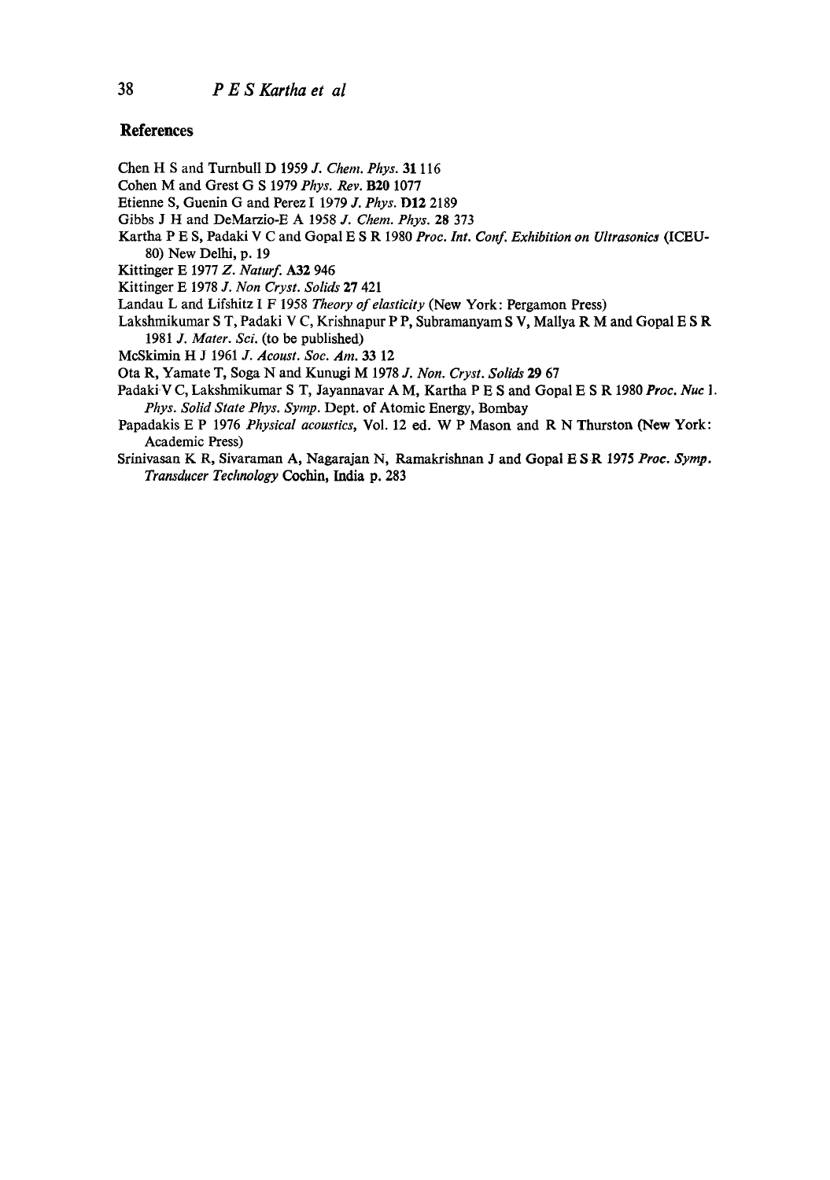## References

Chen H S and Turnbull D 1959 *J. Chem. Phys.* **31** 116

Cohen M and Grest G S 1979 *Phys. Rev.* **B20** 1077

Etienne S, Guenin G and Perez I 1979 *J. Phys.* **D12** 2189

Gibbs J H and DeMarzio-E A 1958 *J. Chem. Phys.* **28** 373

Kartha P E S, Padaki V C and Gopal E S R 1980 *Proc. Int. Conf. Exhibition on Ultrasonics* (ICEU-80) New Delhi, p. 19

Kittinger E 1977 *Z. Naturf.* **A32** 946

Kittinger E 1978 *J. Non Cryst. Solids* **27** 421

Landau L and Lifshitz I F 1958 *Theory of elasticity* (New York: Pergamon Press)

Lakshmikumar S T, Padaki V C, Krishnapur P P, Subramanyam S V, Mallya R M and Gopal E S R 1981 *J. Mater. Sci.* (to be published)

McSkimin H J 1961 *J. Acoust. Soc. Am.* **33** 12

Ota R, Yamate T, Soga N and Kunugi M 1978 *J. Non. Cryst. Solids* **29** 67

Padaki V C, Lakshmikumar S T, Jayannavar A M, Kartha P E S and Gopal E S R 1980 *Proc. Nuc l. Phys. Solid State Phys. Symp.* Dept. of Atomic Energy, Bombay

Papadakis E P 1976 *Physical acoustics*, Vol. 12 ed. W P Mason and R N Thurston (New York: Academic Press)

Srinivasan K R, Sivaraman A, Nagarajan N, Ramakrishnan J and Gopal E S R 1975 *Proc. Symp. Transducer Technology* Cochin, India p. 283